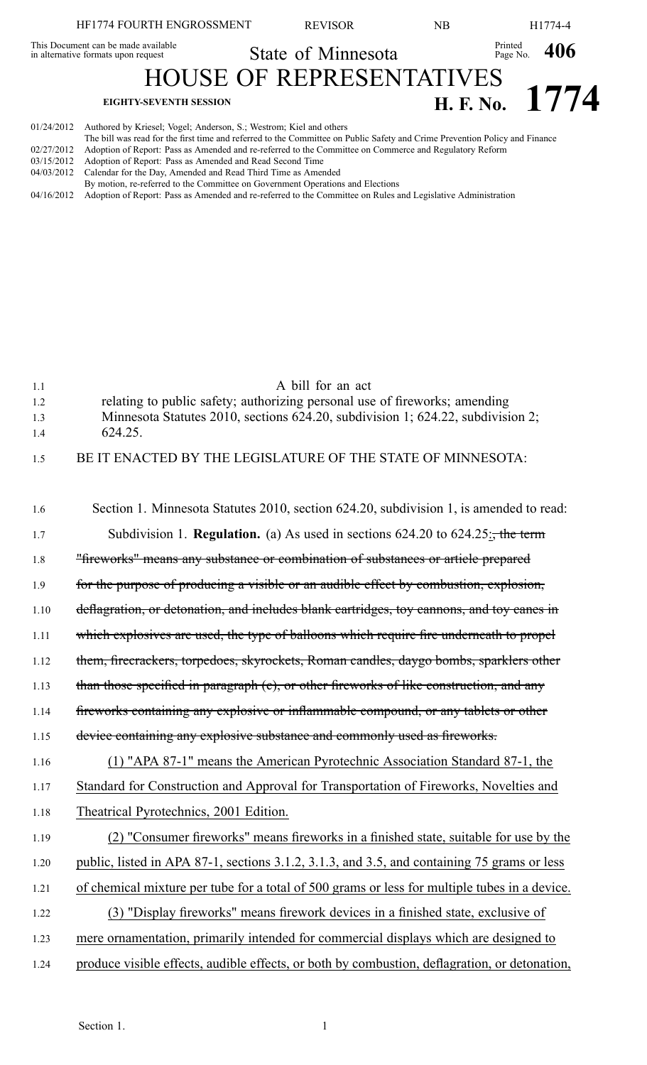This Document can be made available in alternative formats upon request

State of Minnesota

# HOUSE OF REPRESENTATIVES

**EIGHTY-SEVENTH SESSION**

## H. F. No. 1774

01/24/2012 Authored by Kriesel; Vogel; Anderson, S.; Westrom; Kiel and others
The bill was read for the first time and referred to the Committee on Public Safety and Crime Prevention Policy and Finance
02/27/2012 Adoption of Report: Pass as Amended and re-referred to the Committee on Commerce and Regulatory Reform
03/15/2012 Adoption of Report: Pass as Amended and Read Second Time
04/03/2012 Calendar for the Day, Amended and Read Third Time as Amended
By motion, re-referred to the Committee on Government Operations and Elections
04/16/2012 Adoption of Report: Pass as Amended and re-referred to the Committee on Rules and Legislative Administration

A bill for an act
relating to public safety; authorizing personal use of fireworks; amending Minnesota Statutes 2010, sections 624.20, subdivision 1; 624.22, subdivision 2; 624.25.

BE IT ENACTED BY THE LEGISLATURE OF THE STATE OF MINNESOTA:

Section 1. Minnesota Statutes 2010, section 624.20, subdivision 1, is amended to read:

Subdivision 1. **Regulation.** (a) As used in sections 624.20 to 624.25~~, the term "fireworks" means any substance or combination of substances or article prepared for the purpose of producing a visible or an audible effect by combustion, explosion, deflagration, or detonation, and includes blank cartridges, toy cannons, and toy canes in which explosives are used, the type of balloons which require fire underneath to propel them, firecrackers, torpedoes, skyrockets, Roman candles, daygo bombs, sparklers other than those specified in paragraph (c), or other fireworks of like construction, and any fireworks containing any explosive or inflammable compound, or any tablets or other device containing any explosive substance and commonly used as fireworks.~~<u>:</u>

<u>(1) "APA 87-1" means the American Pyrotechnic Association Standard 87-1, the Standard for Construction and Approval for Transportation of Fireworks, Novelties and Theatrical Pyrotechnics, 2001 Edition.</u>

<u>(2) "Consumer fireworks" means fireworks in a finished state, suitable for use by the public, listed in APA 87-1, sections 3.1.2, 3.1.3, and 3.5, and containing 75 grams or less of chemical mixture per tube for a total of 500 grams or less for multiple tubes in a device.</u>

<u>(3) "Display fireworks" means firework devices in a finished state, exclusive of mere ornamentation, primarily intended for commercial displays which are designed to produce visible effects, audible effects, or both by combustion, deflagration, or detonation,</u>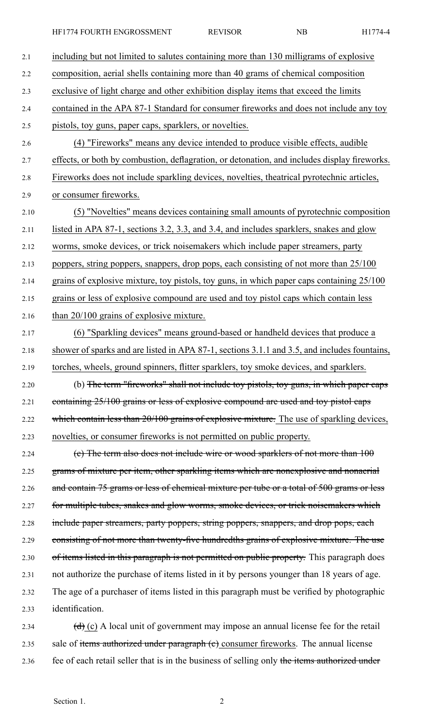including but not limited to salutes containing more than 130 milligrams of explosive composition, aerial shells containing more than 40 grams of chemical composition exclusive of light charge and other exhibition display items that exceed the limits contained in the APA 87-1 Standard for consumer fireworks and does not include any toy pistols, toy guns, paper caps, sparklers, or novelties.

(4) "Fireworks" means any device intended to produce visible effects, audible effects, or both by combustion, deflagration, or detonation, and includes display fireworks. Fireworks does not include sparkling devices, novelties, theatrical pyrotechnic articles, or consumer fireworks.

(5) "Novelties" means devices containing small amounts of pyrotechnic composition listed in APA 87-1, sections 3.2, 3.3, and 3.4, and includes sparklers, snakes and glow worms, smoke devices, or trick noisemakers which include paper streamers, party poppers, string poppers, snappers, drop pops, each consisting of not more than 25/100 grains of explosive mixture, toy pistols, toy guns, in which paper caps containing 25/100 grains or less of explosive compound are used and toy pistol caps which contain less than 20/100 grains of explosive mixture.

(6) "Sparkling devices" means ground-based or handheld devices that produce a shower of sparks and are listed in APA 87-1, sections 3.1.1 and 3.5, and includes fountains, torches, wheels, ground spinners, flitter sparklers, toy smoke devices, and sparklers.

(b) ~~The term "fireworks" shall not include toy pistols, toy guns, in which paper caps containing 25/100 grains or less of explosive compound are used and toy pistol caps which contain less than 20/100 grains of explosive mixture.~~ The use of sparkling devices, novelties, or consumer fireworks is not permitted on public property.

~~(c) The term also does not include wire or wood sparklers of not more than 100 grams of mixture per item, other sparkling items which are nonexplosive and nonaerial and contain 75 grams or less of chemical mixture per tube or a total of 500 grams or less for multiple tubes, snakes and glow worms, smoke devices, or trick noisemakers which include paper streamers, party poppers, string poppers, snappers, and drop pops, each consisting of not more than twenty-five hundredths grains of explosive mixture. The use of items listed in this paragraph is not permitted on public property.~~ This paragraph does not authorize the purchase of items listed in it by persons younger than 18 years of age. The age of a purchaser of items listed in this paragraph must be verified by photographic identification.

~~(d)~~ (c) A local unit of government may impose an annual license fee for the retail sale of ~~items authorized under paragraph (c)~~ consumer fireworks. The annual license fee of each retail seller that is in the business of selling only ~~the items authorized under~~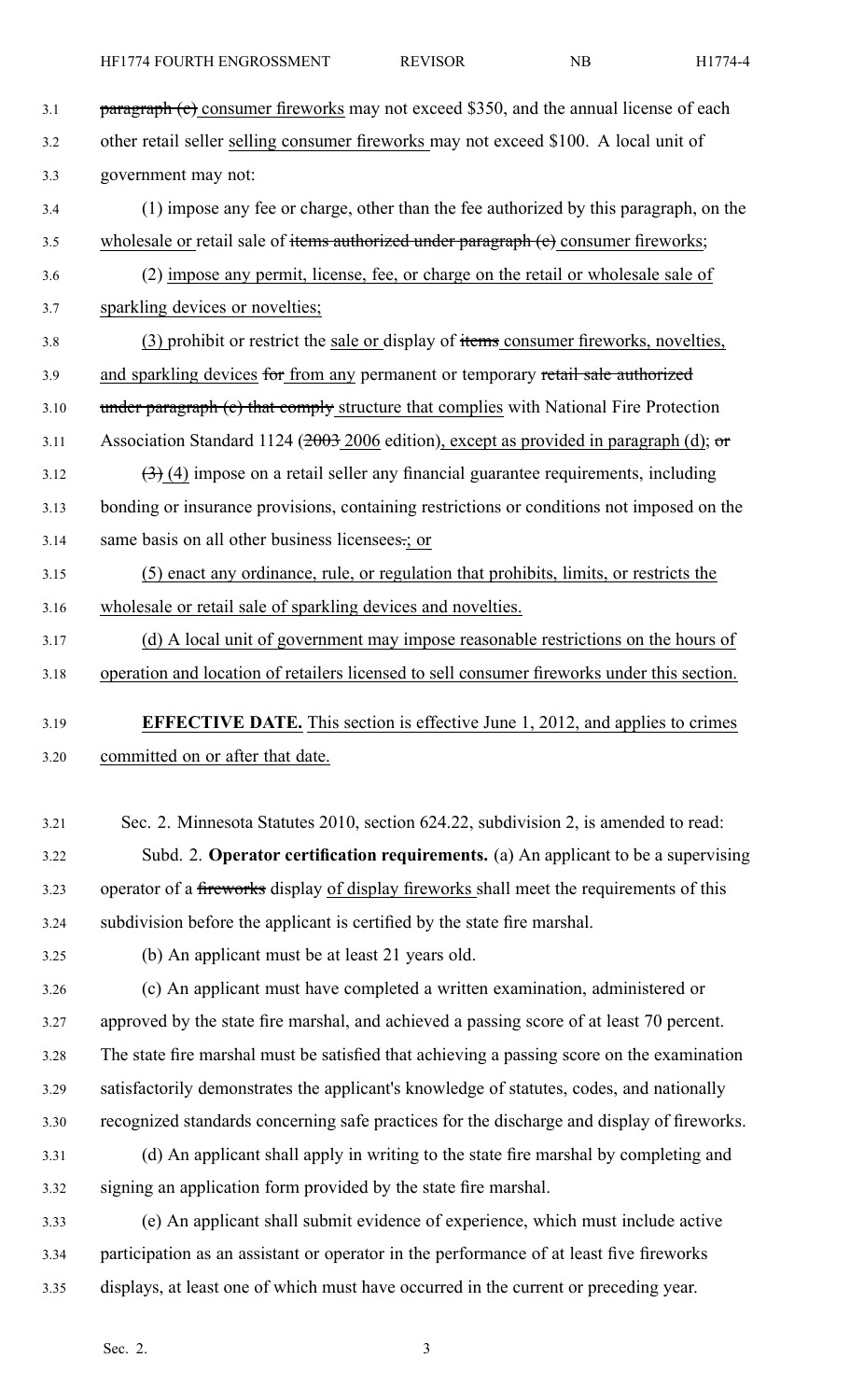~~paragraph (c)~~ consumer fireworks may not exceed $350, and the annual license of each other retail seller selling consumer fireworks may not exceed $100. A local unit of government may not:

(1) impose any fee or charge, other than the fee authorized by this paragraph, on the wholesale or retail sale of ~~items authorized under paragraph (c)~~ consumer fireworks;

(2) impose any permit, license, fee, or charge on the retail or wholesale sale of sparkling devices or novelties;

(3) prohibit or restrict the sale or display of ~~items~~ consumer fireworks, novelties, and sparkling devices ~~for~~ from any permanent or temporary ~~retail sale authorized under paragraph (c) that comply~~ structure that complies with National Fire Protection Association Standard 1124 (~~2003~~ 2006 edition), except as provided in paragraph (d); ~~or~~

~~(3)~~ (4) impose on a retail seller any financial guarantee requirements, including bonding or insurance provisions, containing restrictions or conditions not imposed on the same basis on all other business licensees~~.~~; or

(5) enact any ordinance, rule, or regulation that prohibits, limits, or restricts the wholesale or retail sale of sparkling devices and novelties.

(d) A local unit of government may impose reasonable restrictions on the hours of operation and location of retailers licensed to sell consumer fireworks under this section.

**EFFECTIVE DATE.** This section is effective June 1, 2012, and applies to crimes committed on or after that date.

Sec. 2. Minnesota Statutes 2010, section 624.22, subdivision 2, is amended to read:

Subd. 2. **Operator certification requirements.** (a) An applicant to be a supervising operator of a ~~fireworks~~ display of display fireworks shall meet the requirements of this subdivision before the applicant is certified by the state fire marshal.

(b) An applicant must be at least 21 years old.

(c) An applicant must have completed a written examination, administered or approved by the state fire marshal, and achieved a passing score of at least 70 percent. The state fire marshal must be satisfied that achieving a passing score on the examination satisfactorily demonstrates the applicant's knowledge of statutes, codes, and nationally recognized standards concerning safe practices for the discharge and display of fireworks.

(d) An applicant shall apply in writing to the state fire marshal by completing and signing an application form provided by the state fire marshal.

(e) An applicant shall submit evidence of experience, which must include active participation as an assistant or operator in the performance of at least five fireworks displays, at least one of which must have occurred in the current or preceding year.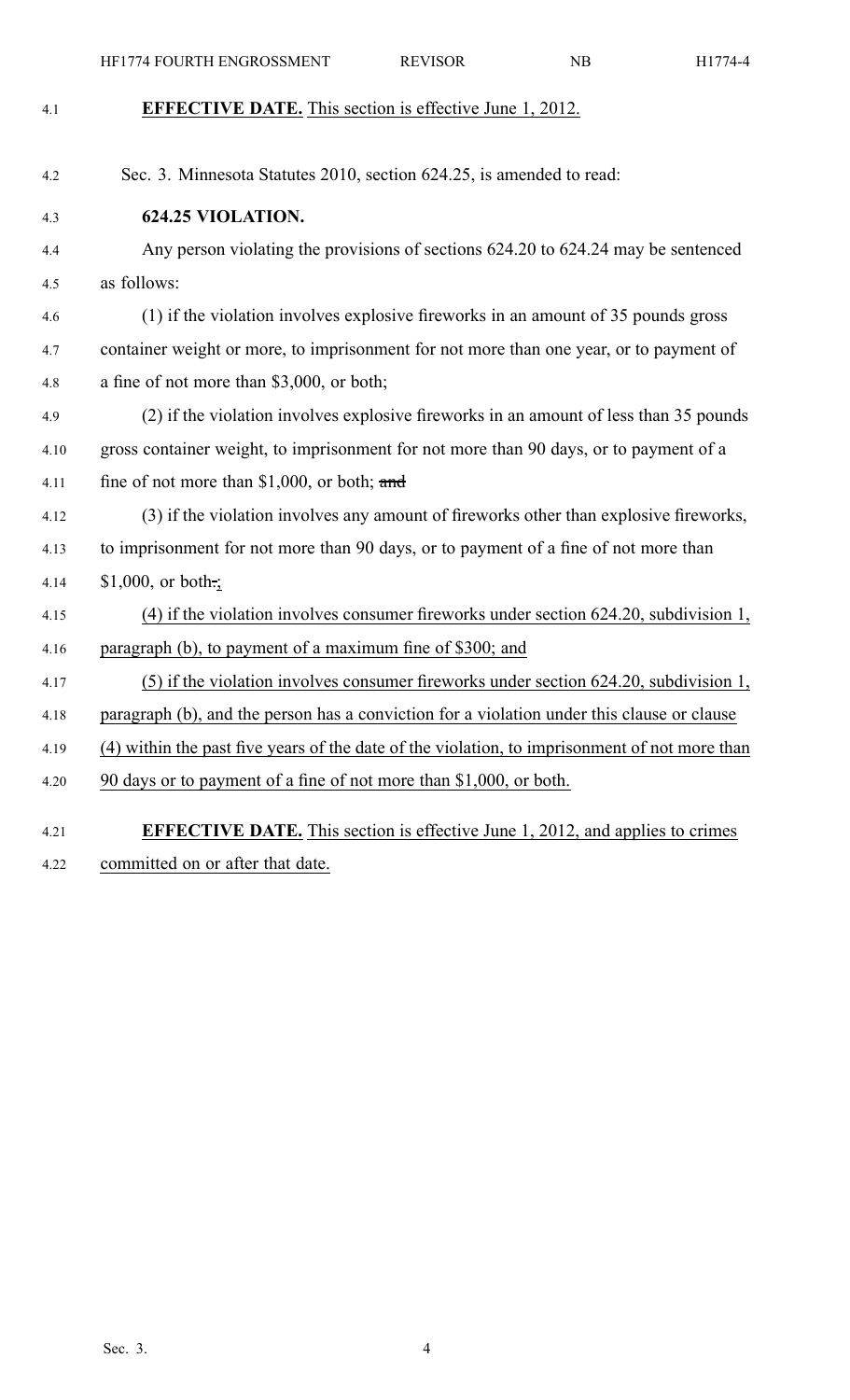**EFFECTIVE DATE.** This section is effective June 1, 2012.

Sec. 3. Minnesota Statutes 2010, section 624.25, is amended to read:

**624.25 VIOLATION.**

Any person violating the provisions of sections 624.20 to 624.24 may be sentenced as follows:

(1) if the violation involves explosive fireworks in an amount of 35 pounds gross container weight or more, to imprisonment for not more than one year, or to payment of a fine of not more than $3,000, or both;

(2) if the violation involves explosive fireworks in an amount of less than 35 pounds gross container weight, to imprisonment for not more than 90 days, or to payment of a fine of not more than $1,000, or both; ~~and~~

(3) if the violation involves any amount of fireworks other than explosive fireworks, to imprisonment for not more than 90 days, or to payment of a fine of not more than $1,000, or both~~.~~;

(4) if the violation involves consumer fireworks under section 624.20, subdivision 1, paragraph (b), to payment of a maximum fine of $300; and

(5) if the violation involves consumer fireworks under section 624.20, subdivision 1, paragraph (b), and the person has a conviction for a violation under this clause or clause (4) within the past five years of the date of the violation, to imprisonment of not more than 90 days or to payment of a fine of not more than $1,000, or both.

**EFFECTIVE DATE.** This section is effective June 1, 2012, and applies to crimes committed on or after that date.